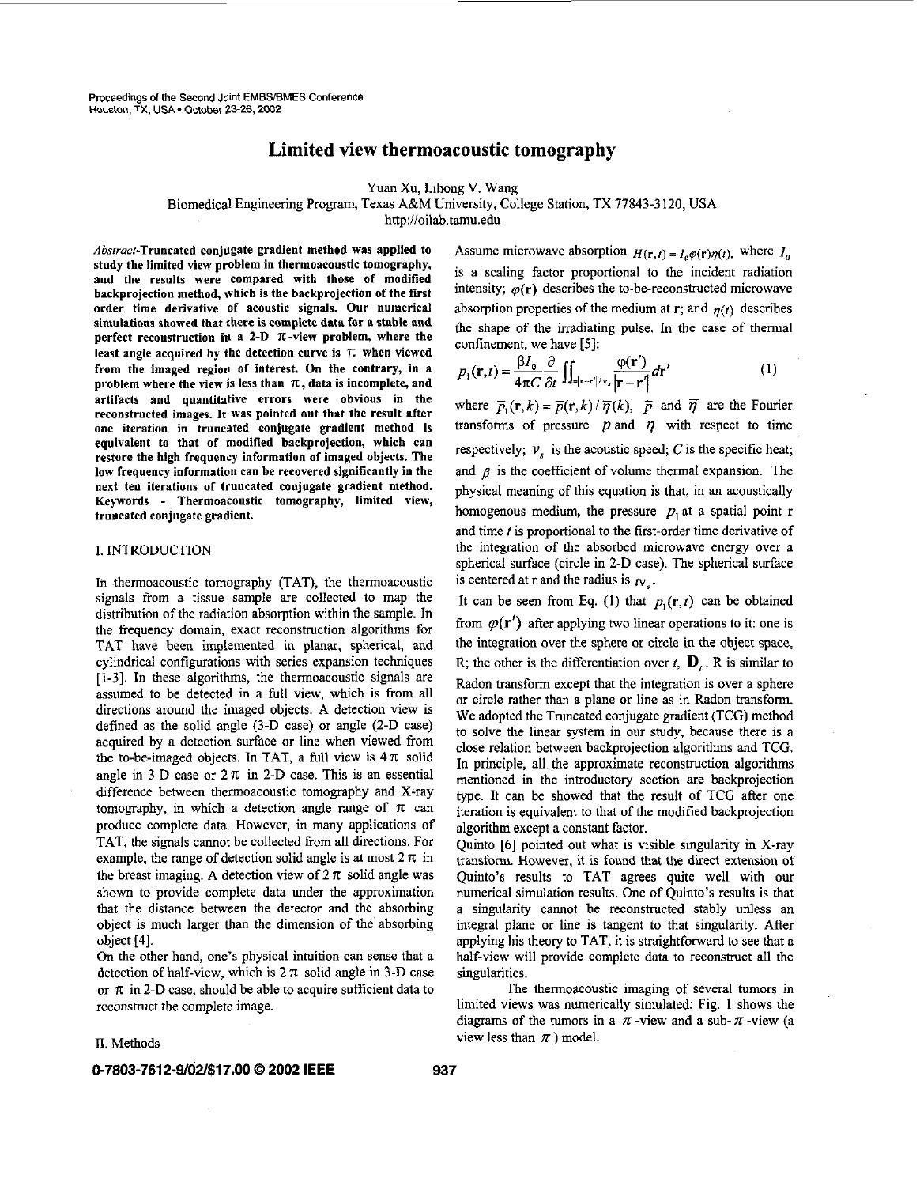# Limited view thermoacoustic tomography

Yuan Xu, Lihong V. Wang

Biomedical Engineering Program, Texas A&M University, College Station, TX 77843-3120, USA

http://oilab.tamu.edu

*Abstract*-**Truncated conjugate gradient method was applied to study the limited view problem in thermoacoustic tomography, and the results were compared with those of modified backprojection method, which is the backprojection of the first order time derivative of acoustic signals. Our numerical simulations showed that there is complete data for a stable and perfect reconstruction in a 2-D $\pi$-view problem, where the least angle acquired by the detection curve is $\pi$ when viewed from the imaged region of interest. On the contrary, in a problem where the view is less than $\pi$, data is incomplete, and artifacts and quantitative errors were obvious in the reconstructed images. It was pointed out that the result after one iteration in truncated conjugate gradient method is equivalent to that of modified backprojection, which can restore the high frequency information of imaged objects. The low frequency information can be recovered significantly in the next ten iterations of truncated conjugate gradient method.**

**Keywords - Thermoacoustic tomography, limited view, truncated conjugate gradient.**

## I. INTRODUCTION

In thermoacoustic tomography (TAT), the thermoacoustic signals from a tissue sample are collected to map the distribution of the radiation absorption within the sample. In the frequency domain, exact reconstruction algorithms for TAT have been implemented in planar, spherical, and cylindrical configurations with series expansion techniques [1-3]. In these algorithms, the thermoacoustic signals are assumed to be detected in a full view, which is from all directions around the imaged objects. A detection view is defined as the solid angle (3-D case) or angle (2-D case) acquired by a detection surface or line when viewed from the to-be-imaged objects. In TAT, a full view is $4\pi$ solid angle in 3-D case or $2\pi$ in 2-D case. This is an essential difference between thermoacoustic tomography and X-ray tomography, in which a detection angle range of $\pi$ can produce complete data. However, in many applications of TAT, the signals cannot be collected from all directions. For example, the range of detection solid angle is at most $2\pi$ in the breast imaging. A detection view of $2\pi$ solid angle was shown to provide complete data under the approximation that the distance between the detector and the absorbing object is much larger than the dimension of the absorbing object [4].

On the other hand, one's physical intuition can sense that a detection of half-view, which is $2\pi$ solid angle in 3-D case or $\pi$ in 2-D case, should be able to acquire sufficient data to reconstruct the complete image.

## II. Methods

Assume microwave absorption $H(\mathbf{r},t) = I_0\varphi(\mathbf{r})\eta(t)$, where $I_0$ is a scaling factor proportional to the incident radiation intensity; $\varphi(\mathbf{r})$ describes the to-be-reconstructed microwave absorption properties of the medium at $\mathbf{r}$; and $\eta(t)$ describes the shape of the irradiating pulse. In the case of thermal confinement, we have [5]:

$$p_1(\mathbf{r},t) = \frac{\beta I_0}{4\pi C}\frac{\partial}{\partial t}\iint_{|\mathbf{r}-\mathbf{r}'|/v_s}\frac{\varphi(\mathbf{r}')}{|\mathbf{r}-\mathbf{r}'|}d\mathbf{r}' \tag{1}$$

where $\bar{p}_1(\mathbf{r},k) = \bar{p}(\mathbf{r},k)/\bar{\eta}(k)$, $\bar{p}$ and $\bar{\eta}$ are the Fourier transforms of pressure $p$ and $\eta$ with respect to time respectively; $v_s$ is the acoustic speed; $C$ is the specific heat; and $\beta$ is the coefficient of volume thermal expansion. The physical meaning of this equation is that, in an acoustically homogenous medium, the pressure $p_1$ at a spatial point r and time $t$ is proportional to the first-order time derivative of the integration of the absorbed microwave energy over a spherical surface (circle in 2-D case). The spherical surface is centered at r and the radius is $tv_s$.

It can be seen from Eq. (1) that $p_1(\mathbf{r},t)$ can be obtained from $\varphi(\mathbf{r}')$ after applying two linear operations to it: one is the integration over the sphere or circle in the object space, R; the other is the differentiation over $t$, $\mathbf{D}_t$. R is similar to Radon transform except that the integration is over a sphere or circle rather than a plane or line as in Radon transform. We adopted the Truncated conjugate gradient (TCG) method to solve the linear system in our study, because there is a close relation between backprojection algorithms and TCG. In principle, all the approximate reconstruction algorithms mentioned in the introductory section are backprojection type. It can be showed that the result of TCG after one iteration is equivalent to that of the modified backprojection algorithm except a constant factor.

Quinto [6] pointed out what is visible singularity in X-ray transform. However, it is found that the direct extension of Quinto's results to TAT agrees quite well with our numerical simulation results. One of Quinto's results is that a singularity cannot be reconstructed stably unless an integral plane or line is tangent to that singularity. After applying his theory to TAT, it is straightforward to see that a half-view will provide complete data to reconstruct all the singularities.

The thermoacoustic imaging of several tumors in limited views was numerically simulated; Fig. 1 shows the diagrams of the tumors in a $\pi$-view and a sub-$\pi$-view (a view less than $\pi$) model.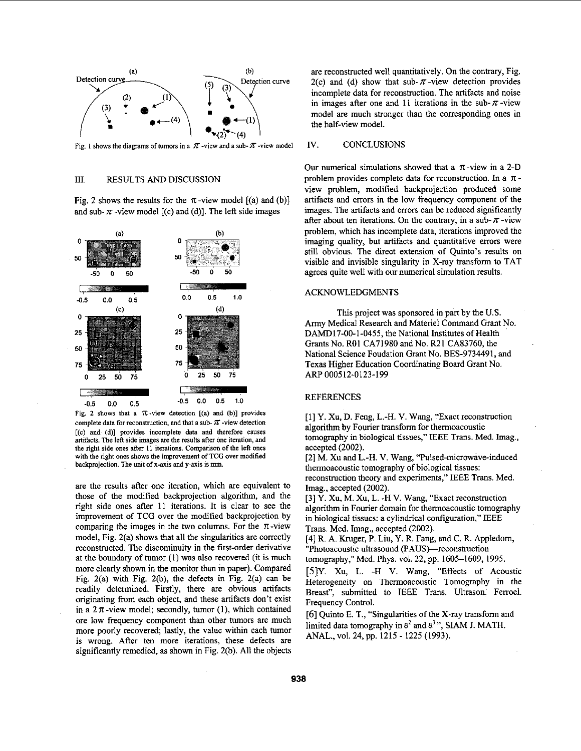Detection curve

(a)

(1)

(2)

(3)

(4)

(b)

Detection curve

(5)

(3)

(1)

(2)

(4)

Fig. 1 shows the diagrams of tumors in a $\pi$-view and a sub-$\pi$-view model

## III. RESULTS AND DISCUSSION

Fig. 2 shows the results for the $\pi$-view model [(a) and (b)] and sub-$\pi$-view model [(c) and (d)]. The left side images

(a)

0

50

-50 0 50

-0.5 0.0 0.5

(b)

0

50

-50 0 50

0.0 0.5 1.0

(c)

0

25

50

75

0 25 50 75

-0.5 0.0 0.5

(d)

0

25

50

75

0 25 50 75

-0.5 0.0 0.5 1.0

Fig. 2 shows that a $\pi$-view detection [(a) and (b)] provides complete data for reconstruction, and that a sub-$\pi$-view detection [(c) and (d)] provides incomplete data and therefore causes artifacts. The left side images are the results after one iteration, and the right side ones after 11 iterations. Comparison of the left ones with the right ones shows the improvement of TCG over modified backprojection. The unit of x-axis and y-axis is mm.

are the results after one iteration, which are equivalent to those of the modified backprojection algorithm, and the right side ones after 11 iterations. It is clear to see the improvement of TCG over the modified backprojection by comparing the images in the two columns. For the $\pi$-view model, Fig. 2(a) shows that all the singularities are correctly reconstructed. The discontinuity in the first-order derivative at the boundary of tumor (1) was also recovered (it is much more clearly shown in the monitor than in paper). Compared Fig. 2(a) with Fig. 2(b), the defects in Fig. 2(a) can be readily determined. Firstly, there are obvious artifacts originating from each object, and these artifacts don't exist in a $2\pi$-view model; secondly, tumor (1), which contained ore low frequency component than other tumors are much more poorly recovered; lastly, the value within each tumor is wrong. After ten more iterations, these defects are significantly remedied, as shown in Fig. 2(b). All the objects are reconstructed well quantitatively. On the contrary, Fig. 2(c) and (d) show that sub-$\pi$-view detection provides incomplete data for reconstruction. The artifacts and noise in images after one and 11 iterations in the sub-$\pi$-view model are much stronger than the corresponding ones in the half-view model.

## IV. CONCLUSIONS

Our numerical simulations showed that a $\pi$-view in a 2-D problem provides complete data for reconstruction. In a $\pi$-view problem, modified backprojection produced some artifacts and errors in the low frequency component of the images. The artifacts and errors can be reduced significantly after about ten iterations. On the contrary, in a sub-$\pi$-view problem, which has incomplete data, iterations improved the imaging quality, but artifacts and quantitative errors were still obvious. The direct extension of Quinto's results on visible and invisible singularity in X-ray transform to TAT agrees quite well with our numerical simulation results.

## ACKNOWLEDGMENTS

This project was sponsored in part by the U.S. Army Medical Research and Materiel Command Grant No. DAMD17-00-1-0455, the National Institutes of Health Grants No. R01 CA71980 and No. R21 CA83760, the National Science Foudation Grant No. BES-9734491, and Texas Higher Education Coordinating Board Grant No. ARP 000512-0123-199

## REFERENCES

[1] Y. Xu, D. Feng, L.-H. V. Wang, "Exact reconstruction algorithm by Fourier transform for thermoacoustic tomography in biological tissues," IEEE Trans. Med. Imag., accepted (2002).

[2] M. Xu and L.-H. V. Wang, "Pulsed-microwave-induced thermoacoustic tomography of biological tissues: reconstruction theory and experiments," IEEE Trans. Med. Imag., accepted (2002).

[3] Y. Xu, M. Xu, L. -H V. Wang, "Exact reconstruction algorithm in Fourier domain for thermoacoustic tomography in biological tissues: a cylindrical configuration," IEEE Trans. Med. Imag., accepted (2002).

[4] R. A. Kruger, P. Liu, Y. R. Fang, and C. R. Appledorn, "Photoacoustic ultrasound (PAUS)—reconstruction tomography," Med. Phys. vol. 22, pp. 1605–1609, 1995.

[5] Y. Xu, L. -H V. Wang, "Effects of Acoustic Heterogeneity on Thermoacoustic Tomography in the Breast", submitted to IEEE Trans. Ultrason. Ferroel. Frequency Control.

[6] Quinto E. T., "Singularities of the X-ray transform and limited data tomography in $R^2$ and $R^3$", SIAM J. MATH. ANAL., vol. 24, pp. 1215 - 1225 (1993).